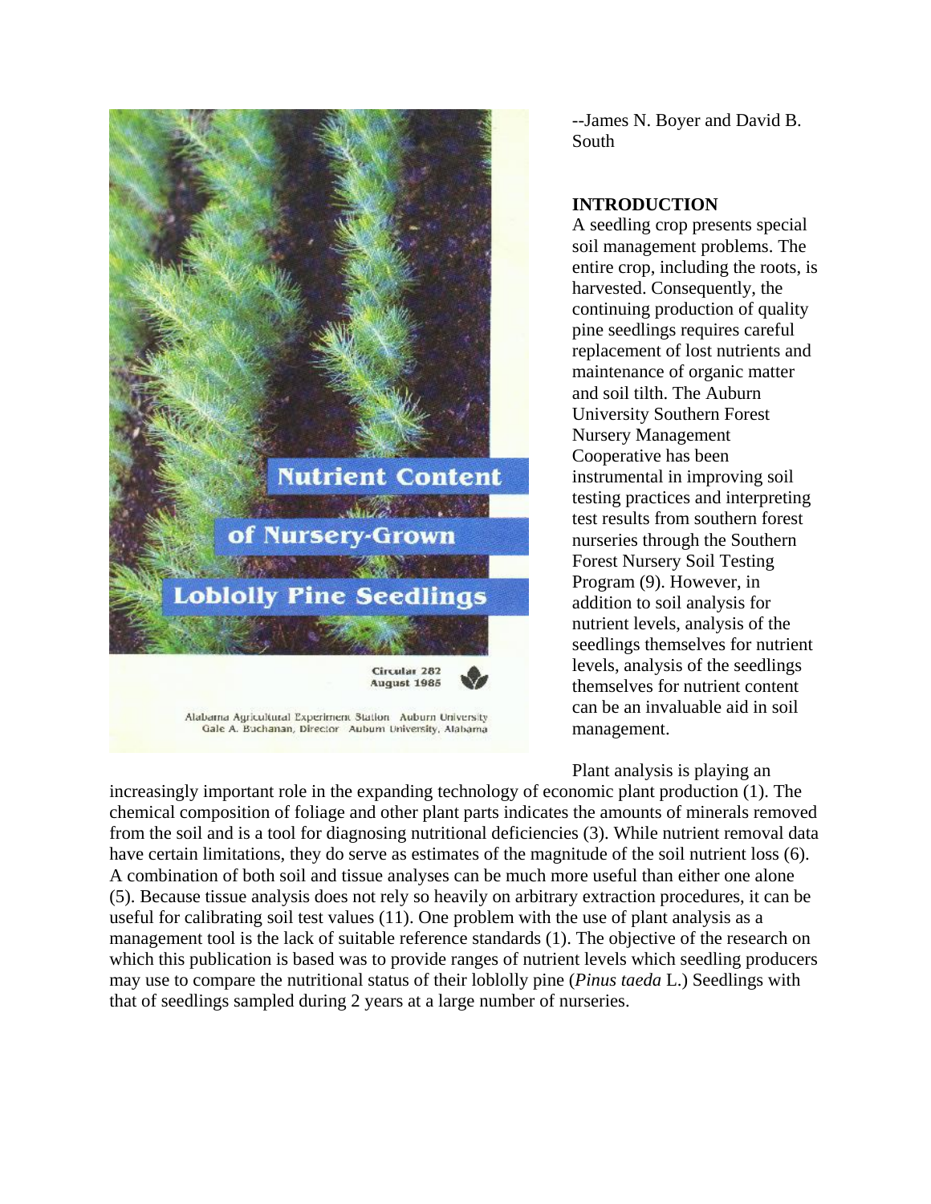# Nutrient Content of Nursery-Grown Loblolly Pine Seedlings

Circular 282
August 1985

Alabama Agricultural Experiment Station Auburn University
Gale A. Buchanan, Director Auburn University, Alabama

--James N. Boyer and David B. South

## INTRODUCTION

A seedling crop presents special soil management problems. The entire crop, including the roots, is harvested. Consequently, the continuing production of quality pine seedlings requires careful replacement of lost nutrients and maintenance of organic matter and soil tilth. The Auburn University Southern Forest Nursery Management Cooperative has been instrumental in improving soil testing practices and interpreting test results from southern forest nurseries through the Southern Forest Nursery Soil Testing Program (9). However, in addition to soil analysis for nutrient levels, analysis of the seedlings themselves for nutrient levels, analysis of the seedlings themselves for nutrient content can be an invaluable aid in soil management.

Plant analysis is playing an increasingly important role in the expanding technology of economic plant production (1). The chemical composition of foliage and other plant parts indicates the amounts of minerals removed from the soil and is a tool for diagnosing nutritional deficiencies (3). While nutrient removal data have certain limitations, they do serve as estimates of the magnitude of the soil nutrient loss (6). A combination of both soil and tissue analyses can be much more useful than either one alone (5). Because tissue analysis does not rely so heavily on arbitrary extraction procedures, it can be useful for calibrating soil test values (11). One problem with the use of plant analysis as a management tool is the lack of suitable reference standards (1). The objective of the research on which this publication is based was to provide ranges of nutrient levels which seedling producers may use to compare the nutritional status of their loblolly pine (*Pinus taeda* L.) Seedlings with that of seedlings sampled during 2 years at a large number of nurseries.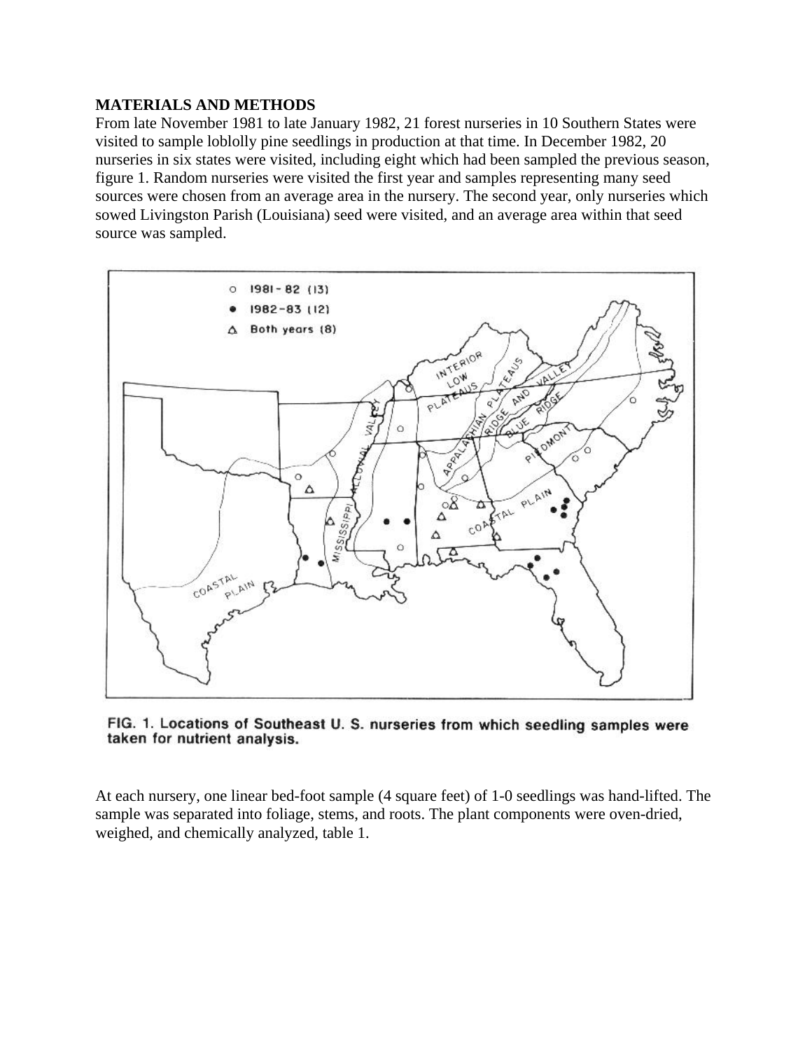**MATERIALS AND METHODS**

From late November 1981 to late January 1982, 21 forest nurseries in 10 Southern States were visited to sample loblolly pine seedlings in production at that time. In December 1982, 20 nurseries in six states were visited, including eight which had been sampled the previous season, figure 1. Random nurseries were visited the first year and samples representing many seed sources were chosen from an average area in the nursery. The second year, only nurseries which sowed Livingston Parish (Louisiana) seed were visited, and an average area within that seed source was sampled.

FIG. 1. Locations of Southeast U. S. nurseries from which seedling samples were taken for nutrient analysis.

At each nursery, one linear bed-foot sample (4 square feet) of 1-0 seedlings was hand-lifted. The sample was separated into foliage, stems, and roots. The plant components were oven-dried, weighed, and chemically analyzed, table 1.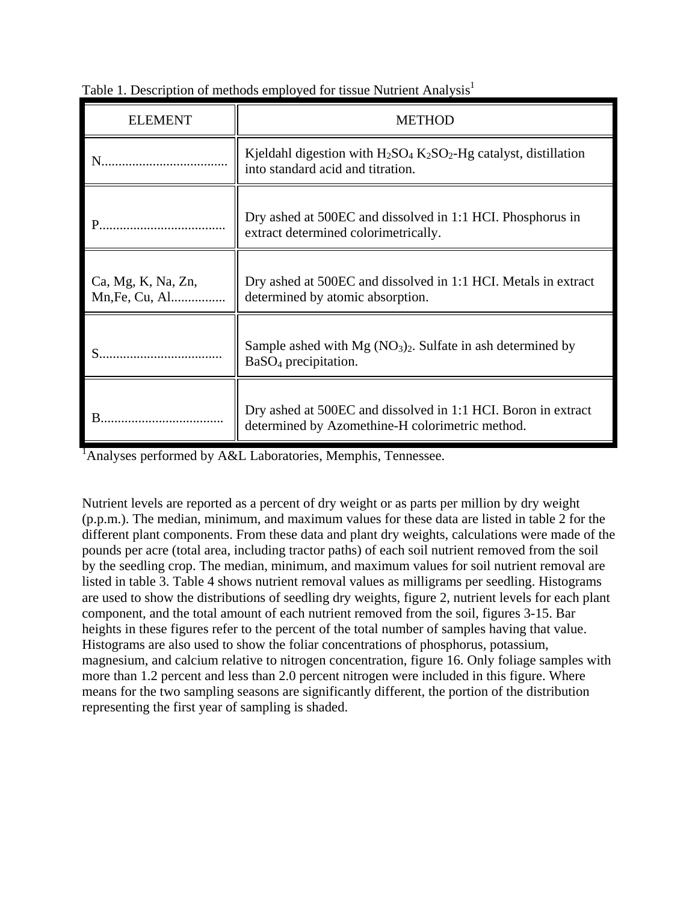Table 1. Description of methods employed for tissue Nutrient Analysis[1]

| ELEMENT | METHOD |
| --- | --- |
| N..................................... | Kjeldahl digestion with $H_2SO_4$ $K_2SO_2$-Hg catalyst, distillation into standard acid and titration. |
| P..................................... | Dry ashed at 500EC and dissolved in 1:1 HCI. Phosphorus in extract determined colorimetrically. |
| Ca, Mg, K, Na, Zn, Mn,Fe, Cu, Al................ | Dry ashed at 500EC and dissolved in 1:1 HCI. Metals in extract determined by atomic absorption. |
| S.................................... | Sample ashed with Mg $(NO_3)_2$. Sulfate in ash determined by $BaSO_4$ precipitation. |
| B.................................... | Dry ashed at 500EC and dissolved in 1:1 HCI. Boron in extract determined by Azomethine-H colorimetric method. |

[1]Analyses performed by A&L Laboratories, Memphis, Tennessee.

Nutrient levels are reported as a percent of dry weight or as parts per million by dry weight (p.p.m.). The median, minimum, and maximum values for these data are listed in table 2 for the different plant components. From these data and plant dry weights, calculations were made of the pounds per acre (total area, including tractor paths) of each soil nutrient removed from the soil by the seedling crop. The median, minimum, and maximum values for soil nutrient removal are listed in table 3. Table 4 shows nutrient removal values as milligrams per seedling. Histograms are used to show the distributions of seedling dry weights, figure 2, nutrient levels for each plant component, and the total amount of each nutrient removed from the soil, figures 3-15. Bar heights in these figures refer to the percent of the total number of samples having that value. Histograms are also used to show the foliar concentrations of phosphorus, potassium, magnesium, and calcium relative to nitrogen concentration, figure 16. Only foliage samples with more than 1.2 percent and less than 2.0 percent nitrogen were included in this figure. Where means for the two sampling seasons are significantly different, the portion of the distribution representing the first year of sampling is shaded.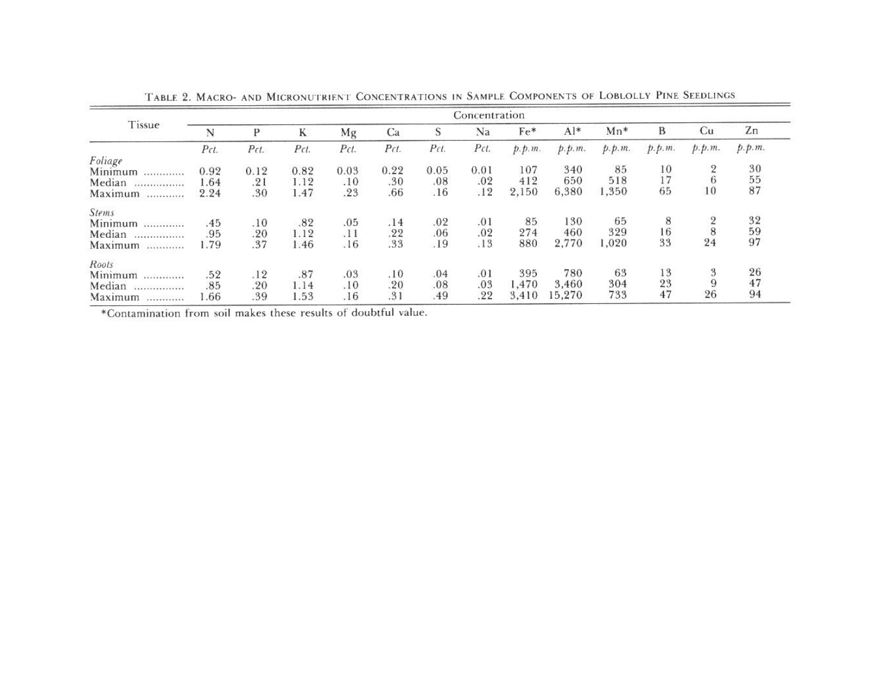TABLE 2. MACRO- AND MICRONUTRIENT CONCENTRATIONS IN SAMPLE COMPONENTS OF LOBLOLLY PINE SEEDLINGS

| Tissue | Concentration | | | | | | | | | | | | |
|---|---|---|---|---|---|---|---|---|---|---|---|---|---|
| | N | P | K | Mg | Ca | S | Na | Fe* | Al* | Mn* | B | Cu | Zn |
| | *Pct.* | *Pct.* | *Pct.* | *Pct.* | *Pct.* | *Pct.* | *Pct.* | *p.p.m.* | *p.p.m.* | *p.p.m.* | *p.p.m.* | *p.p.m.* | *p.p.m.* |
| *Foliage* | | | | | | | | | | | | | |
| Minimum ............ | 0.92 | 0.12 | 0.82 | 0.03 | 0.22 | 0.05 | 0.01 | 107 | 340 | 85 | 10 | 2 | 30 |
| Median ................ | 1.64 | .21 | 1.12 | .10 | .30 | .08 | .02 | 412 | 650 | 518 | 17 | 6 | 55 |
| Maximum ............ | 2.24 | .30 | 1.47 | .23 | .66 | .16 | .12 | 2,150 | 6,380 | 1,350 | 65 | 10 | 87 |
| *Stems* | | | | | | | | | | | | | |
| Minimum ............ | .45 | .10 | .82 | .05 | .14 | .02 | .01 | 85 | 130 | 65 | 8 | 2 | 32 |
| Median ................ | .95 | .20 | 1.12 | .11 | .22 | .06 | .02 | 274 | 460 | 329 | 16 | 8 | 59 |
| Maximum ............ | 1.79 | .37 | 1.46 | .16 | .33 | .19 | .13 | 880 | 2,770 | 1,020 | 33 | 24 | 97 |
| *Roots* | | | | | | | | | | | | | |
| Minimum ............ | .52 | .12 | .87 | .03 | .10 | .04 | .01 | 395 | 780 | 63 | 13 | 3 | 26 |
| Median ................ | .85 | .20 | 1.14 | .10 | .20 | .08 | .03 | 1,470 | 3,460 | 304 | 23 | 9 | 47 |
| Maximum ............ | 1.66 | .39 | 1.53 | .16 | .31 | .49 | .22 | 3,410 | 15,270 | 733 | 47 | 26 | 94 |

*Contamination from soil makes these results of doubtful value.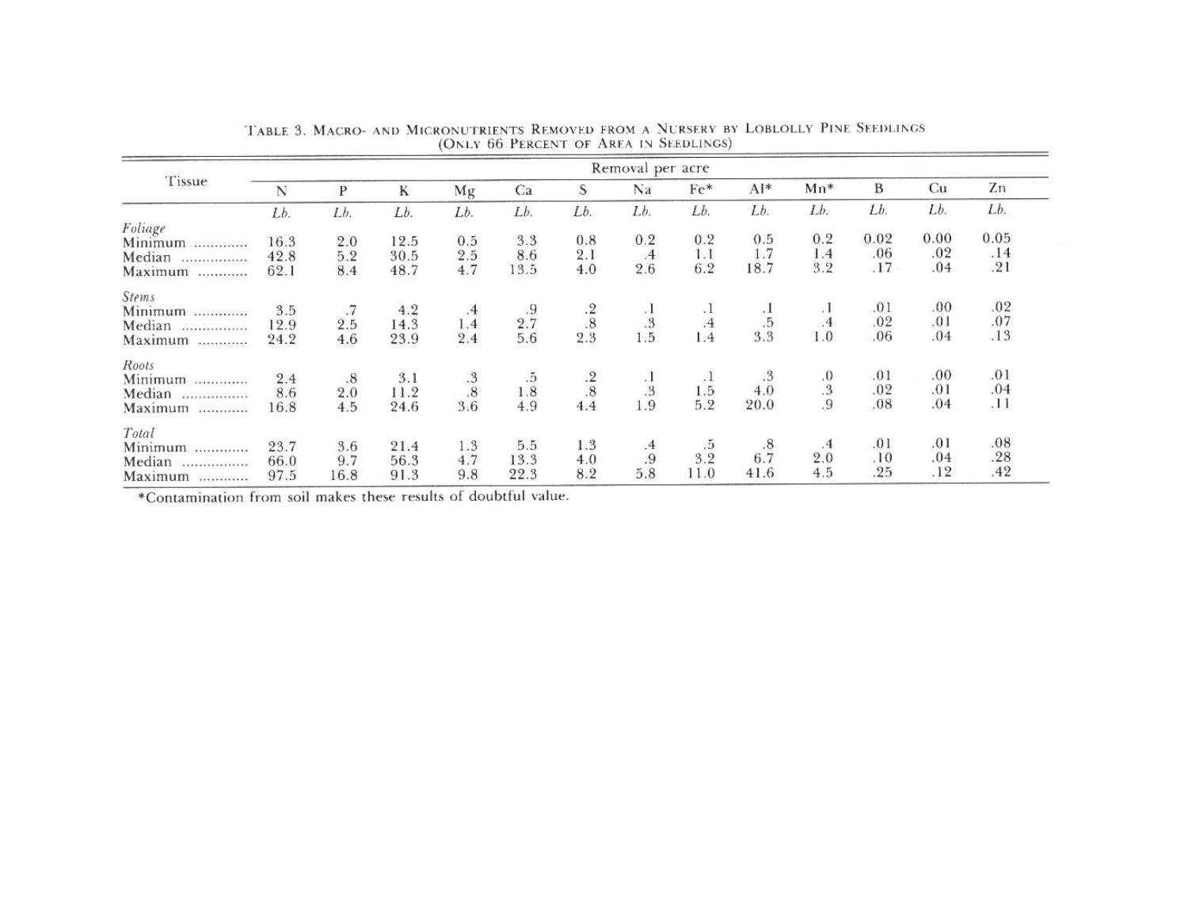TABLE 3. MACRO- AND MICRONUTRIENTS REMOVED FROM A NURSERY BY LOBLOLLY PINE SEEDLINGS (ONLY 66 PERCENT OF AREA IN SEEDLINGS)

| Tissue | Removal per acre | | | | | | | | | | | | |
|---|---|---|---|---|---|---|---|---|---|---|---|---|---|
| | N | P | K | Mg | Ca | S | Na | Fe* | Al* | Mn* | B | Cu | Zn |
| | *Lb.* | *Lb.* | *Lb.* | *Lb.* | *Lb.* | *Lb.* | *Lb.* | *Lb.* | *Lb.* | *Lb.* | *Lb.* | *Lb.* | *Lb.* |
| *Foliage* | | | | | | | | | | | | | |
| Minimum | 16.3 | 2.0 | 12.5 | 0.5 | 3.3 | 0.8 | 0.2 | 0.2 | 0.5 | 0.2 | 0.02 | 0.00 | 0.05 |
| Median | 42.8 | 5.2 | 30.5 | 2.5 | 8.6 | 2.1 | .4 | 1.1 | 1.7 | 1.4 | .06 | .02 | .14 |
| Maximum | 62.1 | 8.4 | 48.7 | 4.7 | 13.5 | 4.0 | 2.6 | 6.2 | 18.7 | 3.2 | .17 | .04 | .21 |
| *Stems* | | | | | | | | | | | | | |
| Minimum | 3.5 | .7 | 4.2 | .4 | .9 | .2 | .1 | .1 | .1 | .1 | .01 | .00 | .02 |
| Median | 12.9 | 2.5 | 14.3 | 1.4 | 2.7 | .8 | .3 | .4 | .5 | .4 | .02 | .01 | .07 |
| Maximum | 24.2 | 4.6 | 23.9 | 2.4 | 5.6 | 2.3 | 1.5 | 1.4 | 3.3 | 1.0 | .06 | .04 | .13 |
| *Roots* | | | | | | | | | | | | | |
| Minimum | 2.4 | .8 | 3.1 | .3 | .5 | .2 | .1 | .1 | .3 | .0 | .01 | .00 | .01 |
| Median | 8.6 | 2.0 | 11.2 | .8 | 1.8 | .8 | .3 | 1.5 | 4.0 | .3 | .02 | .01 | .04 |
| Maximum | 16.8 | 4.5 | 24.6 | 3.6 | 4.9 | 4.4 | 1.9 | 5.2 | 20.0 | .9 | .08 | .04 | .11 |
| *Total* | | | | | | | | | | | | | |
| Minimum | 23.7 | 3.6 | 21.4 | 1.3 | 5.5 | 1.3 | .4 | .5 | .8 | .4 | .01 | .01 | .08 |
| Median | 66.0 | 9.7 | 56.3 | 4.7 | 13.3 | 4.0 | .9 | 3.2 | 6.7 | 2.0 | .10 | .04 | .28 |
| Maximum | 97.5 | 16.8 | 91.3 | 9.8 | 22.3 | 8.2 | 5.8 | 11.0 | 41.6 | 4.5 | .25 | .12 | .42 |

*Contamination from soil makes these results of doubtful value.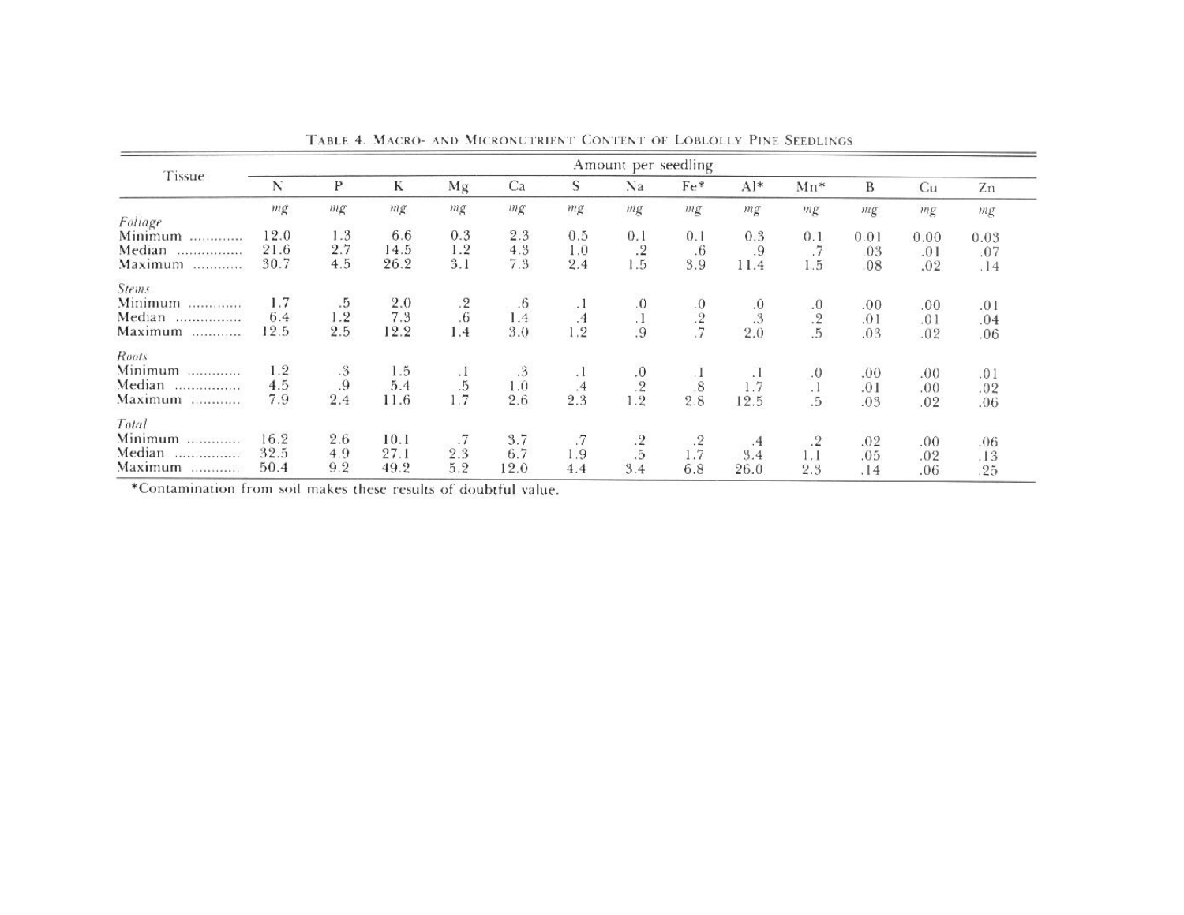TABLE 4. MACRO- AND MICRONUTRIENT CONTENT OF LOBLOLLY PINE SEEDLINGS

| Tissue | Amount per seedling | | | | | | | | | | | | |
|---|---|---|---|---|---|---|---|---|---|---|---|---|---|
| | N | P | K | Mg | Ca | S | Na | Fe* | Al* | Mn* | B | Cu | Zn |
| | *mg* | *mg* | *mg* | *mg* | *mg* | *mg* | *mg* | *mg* | *mg* | *mg* | *mg* | *mg* | *mg* |
| *Foliage* | | | | | | | | | | | | | |
| Minimum ............ | 12.0 | 1.3 | 6.6 | 0.3 | 2.3 | 0.5 | 0.1 | 0.1 | 0.3 | 0.1 | 0.01 | 0.00 | 0.03 |
| Median ................ | 21.6 | 2.7 | 14.5 | 1.2 | 4.3 | 1.0 | .2 | .6 | .9 | .7 | .03 | .01 | .07 |
| Maximum ........... | 30.7 | 4.5 | 26.2 | 3.1 | 7.3 | 2.4 | 1.5 | 3.9 | 11.4 | 1.5 | .08 | .02 | .14 |
| *Stems* | | | | | | | | | | | | | |
| Minimum ............ | 1.7 | .5 | 2.0 | .2 | .6 | .1 | .0 | .0 | .0 | .0 | .00 | .00 | .01 |
| Median ................ | 6.4 | 1.2 | 7.3 | .6 | 1.4 | .4 | .1 | .2 | .3 | .2 | .01 | .01 | .04 |
| Maximum ........... | 12.5 | 2.5 | 12.2 | 1.4 | 3.0 | 1.2 | .9 | .7 | 2.0 | .5 | .03 | .02 | .06 |
| *Roots* | | | | | | | | | | | | | |
| Minimum ............ | 1.2 | .3 | 1.5 | .1 | .3 | .1 | .0 | .1 | .1 | .0 | .00 | .00 | .01 |
| Median ................ | 4.5 | .9 | 5.4 | .5 | 1.0 | .4 | .2 | .8 | 1.7 | .1 | .01 | .00 | .02 |
| Maximum ........... | 7.9 | 2.4 | 11.6 | 1.7 | 2.6 | 2.3 | 1.2 | 2.8 | 12.5 | .5 | .03 | .02 | .06 |
| *Total* | | | | | | | | | | | | | |
| Minimum ............ | 16.2 | 2.6 | 10.1 | .7 | 3.7 | .7 | .2 | .2 | .4 | .2 | .02 | .00 | .06 |
| Median ................ | 32.5 | 4.9 | 27.1 | 2.3 | 6.7 | 1.9 | .5 | 1.7 | 3.4 | 1.1 | .05 | .02 | .13 |
| Maximum ........... | 50.4 | 9.2 | 49.2 | 5.2 | 12.0 | 4.4 | 3.4 | 6.8 | 26.0 | 2.3 | .14 | .06 | .25 |

*Contamination from soil makes these results of doubtful value.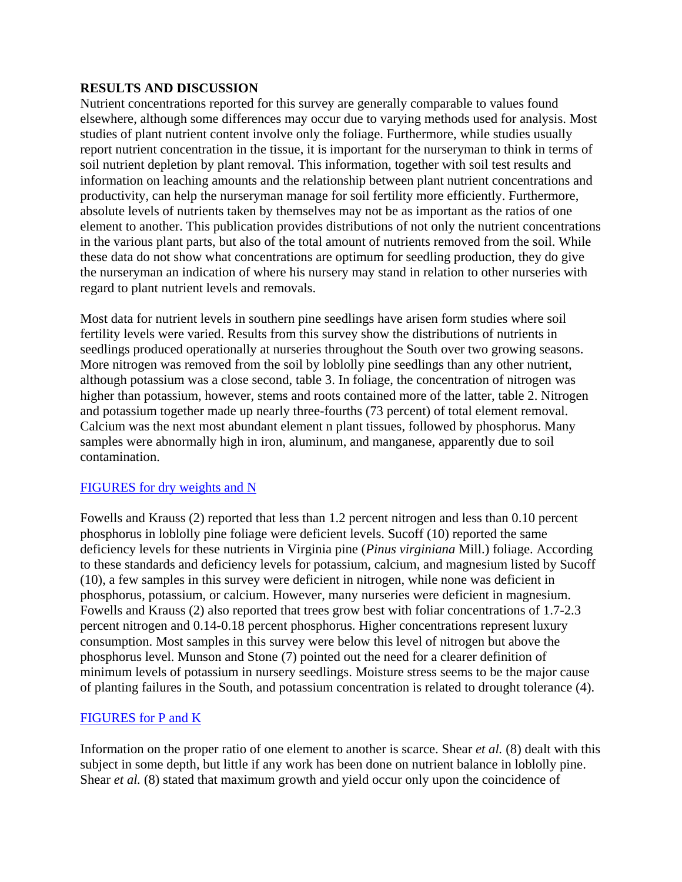**RESULTS AND DISCUSSION**

Nutrient concentrations reported for this survey are generally comparable to values found elsewhere, although some differences may occur due to varying methods used for analysis. Most studies of plant nutrient content involve only the foliage. Furthermore, while studies usually report nutrient concentration in the tissue, it is important for the nurseryman to think in terms of soil nutrient depletion by plant removal. This information, together with soil test results and information on leaching amounts and the relationship between plant nutrient concentrations and productivity, can help the nurseryman manage for soil fertility more efficiently. Furthermore, absolute levels of nutrients taken by themselves may not be as important as the ratios of one element to another. This publication provides distributions of not only the nutrient concentrations in the various plant parts, but also of the total amount of nutrients removed from the soil. While these data do not show what concentrations are optimum for seedling production, they do give the nurseryman an indication of where his nursery may stand in relation to other nurseries with regard to plant nutrient levels and removals.

Most data for nutrient levels in southern pine seedlings have arisen form studies where soil fertility levels were varied. Results from this survey show the distributions of nutrients in seedlings produced operationally at nurseries throughout the South over two growing seasons. More nitrogen was removed from the soil by loblolly pine seedlings than any other nutrient, although potassium was a close second, table 3. In foliage, the concentration of nitrogen was higher than potassium, however, stems and roots contained more of the latter, table 2. Nitrogen and potassium together made up nearly three-fourths (73 percent) of total element removal. Calcium was the next most abundant element n plant tissues, followed by phosphorus. Many samples were abnormally high in iron, aluminum, and manganese, apparently due to soil contamination.

FIGURES for dry weights and N

Fowells and Krauss (2) reported that less than 1.2 percent nitrogen and less than 0.10 percent phosphorus in loblolly pine foliage were deficient levels. Sucoff (10) reported the same deficiency levels for these nutrients in Virginia pine (*Pinus virginiana* Mill.) foliage. According to these standards and deficiency levels for potassium, calcium, and magnesium listed by Sucoff (10), a few samples in this survey were deficient in nitrogen, while none was deficient in phosphorus, potassium, or calcium. However, many nurseries were deficient in magnesium. Fowells and Krauss (2) also reported that trees grow best with foliar concentrations of 1.7-2.3 percent nitrogen and 0.14-0.18 percent phosphorus. Higher concentrations represent luxury consumption. Most samples in this survey were below this level of nitrogen but above the phosphorus level. Munson and Stone (7) pointed out the need for a clearer definition of minimum levels of potassium in nursery seedlings. Moisture stress seems to be the major cause of planting failures in the South, and potassium concentration is related to drought tolerance (4).

FIGURES for P and K

Information on the proper ratio of one element to another is scarce. Shear *et al.* (8) dealt with this subject in some depth, but little if any work has been done on nutrient balance in loblolly pine. Shear *et al.* (8) stated that maximum growth and yield occur only upon the coincidence of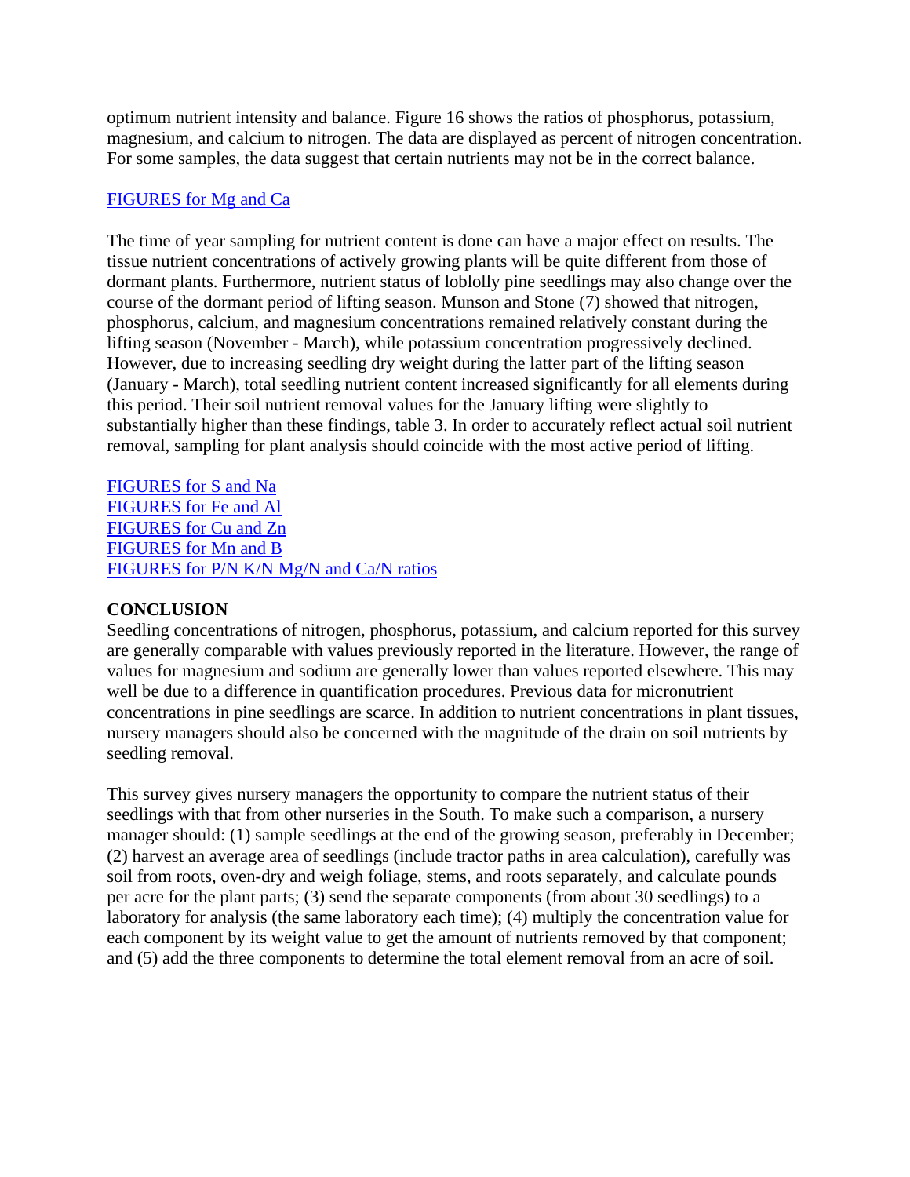optimum nutrient intensity and balance. Figure 16 shows the ratios of phosphorus, potassium, magnesium, and calcium to nitrogen. The data are displayed as percent of nitrogen concentration. For some samples, the data suggest that certain nutrients may not be in the correct balance.

FIGURES for Mg and Ca

The time of year sampling for nutrient content is done can have a major effect on results. The tissue nutrient concentrations of actively growing plants will be quite different from those of dormant plants. Furthermore, nutrient status of loblolly pine seedlings may also change over the course of the dormant period of lifting season. Munson and Stone (7) showed that nitrogen, phosphorus, calcium, and magnesium concentrations remained relatively constant during the lifting season (November - March), while potassium concentration progressively declined. However, due to increasing seedling dry weight during the latter part of the lifting season (January - March), total seedling nutrient content increased significantly for all elements during this period. Their soil nutrient removal values for the January lifting were slightly to substantially higher than these findings, table 3. In order to accurately reflect actual soil nutrient removal, sampling for plant analysis should coincide with the most active period of lifting.

FIGURES for S and Na
FIGURES for Fe and Al
FIGURES for Cu and Zn
FIGURES for Mn and B
FIGURES for P/N K/N Mg/N and Ca/N ratios

## CONCLUSION

Seedling concentrations of nitrogen, phosphorus, potassium, and calcium reported for this survey are generally comparable with values previously reported in the literature. However, the range of values for magnesium and sodium are generally lower than values reported elsewhere. This may well be due to a difference in quantification procedures. Previous data for micronutrient concentrations in pine seedlings are scarce. In addition to nutrient concentrations in plant tissues, nursery managers should also be concerned with the magnitude of the drain on soil nutrients by seedling removal.

This survey gives nursery managers the opportunity to compare the nutrient status of their seedlings with that from other nurseries in the South. To make such a comparison, a nursery manager should: (1) sample seedlings at the end of the growing season, preferably in December; (2) harvest an average area of seedlings (include tractor paths in area calculation), carefully was soil from roots, oven-dry and weigh foliage, stems, and roots separately, and calculate pounds per acre for the plant parts; (3) send the separate components (from about 30 seedlings) to a laboratory for analysis (the same laboratory each time); (4) multiply the concentration value for each component by its weight value to get the amount of nutrients removed by that component; and (5) add the three components to determine the total element removal from an acre of soil.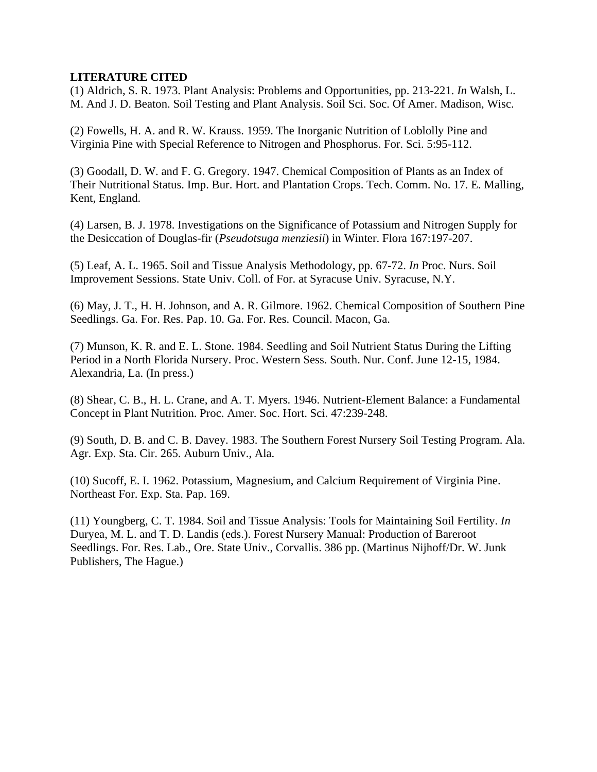**LITERATURE CITED**

(1) Aldrich, S. R. 1973. Plant Analysis: Problems and Opportunities, pp. 213-221. *In* Walsh, L. M. And J. D. Beaton. Soil Testing and Plant Analysis. Soil Sci. Soc. Of Amer. Madison, Wisc.

(2) Fowells, H. A. and R. W. Krauss. 1959. The Inorganic Nutrition of Loblolly Pine and Virginia Pine with Special Reference to Nitrogen and Phosphorus. For. Sci. 5:95-112.

(3) Goodall, D. W. and F. G. Gregory. 1947. Chemical Composition of Plants as an Index of Their Nutritional Status. Imp. Bur. Hort. and Plantation Crops. Tech. Comm. No. 17. E. Malling, Kent, England.

(4) Larsen, B. J. 1978. Investigations on the Significance of Potassium and Nitrogen Supply for the Desiccation of Douglas-fir (*Pseudotsuga menziesii*) in Winter. Flora 167:197-207.

(5) Leaf, A. L. 1965. Soil and Tissue Analysis Methodology, pp. 67-72. *In* Proc. Nurs. Soil Improvement Sessions. State Univ. Coll. of For. at Syracuse Univ. Syracuse, N.Y.

(6) May, J. T., H. H. Johnson, and A. R. Gilmore. 1962. Chemical Composition of Southern Pine Seedlings. Ga. For. Res. Pap. 10. Ga. For. Res. Council. Macon, Ga.

(7) Munson, K. R. and E. L. Stone. 1984. Seedling and Soil Nutrient Status During the Lifting Period in a North Florida Nursery. Proc. Western Sess. South. Nur. Conf. June 12-15, 1984. Alexandria, La. (In press.)

(8) Shear, C. B., H. L. Crane, and A. T. Myers. 1946. Nutrient-Element Balance: a Fundamental Concept in Plant Nutrition. Proc. Amer. Soc. Hort. Sci. 47:239-248.

(9) South, D. B. and C. B. Davey. 1983. The Southern Forest Nursery Soil Testing Program. Ala. Agr. Exp. Sta. Cir. 265. Auburn Univ., Ala.

(10) Sucoff, E. I. 1962. Potassium, Magnesium, and Calcium Requirement of Virginia Pine. Northeast For. Exp. Sta. Pap. 169.

(11) Youngberg, C. T. 1984. Soil and Tissue Analysis: Tools for Maintaining Soil Fertility. *In* Duryea, M. L. and T. D. Landis (eds.). Forest Nursery Manual: Production of Bareroot Seedlings. For. Res. Lab., Ore. State Univ., Corvallis. 386 pp. (Martinus Nijhoff/Dr. W. Junk Publishers, The Hague.)